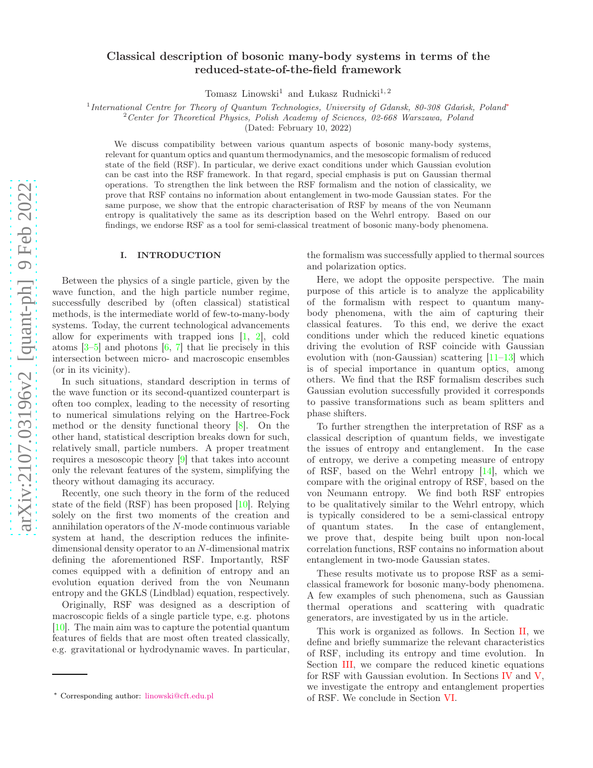# Classical description of bosonic many-body systems in terms of the reduced-state-of-the-field framework

Tomasz Linowski[1] and Łukasz Rudnicki[1,2]

[1] *International Centre for Theory of Quantum Technologies, University of Gdansk, 80-308 Gdańsk, Poland*[*]
[2] *Center for Theoretical Physics, Polish Academy of Sciences, 02-668 Warszawa, Poland*
(Dated: February 10, 2022)

We discuss compatibility between various quantum aspects of bosonic many-body systems, relevant for quantum optics and quantum thermodynamics, and the mesoscopic formalism of reduced state of the field (RSF). In particular, we derive exact conditions under which Gaussian evolution can be cast into the RSF framework. In that regard, special emphasis is put on Gaussian thermal operations. To strengthen the link between the RSF formalism and the notion of classicality, we prove that RSF contains no information about entanglement in two-mode Gaussian states. For the same purpose, we show that the entropic characterisation of RSF by means of the von Neumann entropy is qualitatively the same as its description based on the Wehrl entropy. Based on our findings, we endorse RSF as a tool for semi-classical treatment of bosonic many-body phenomena.

## I. INTRODUCTION

Between the physics of a single particle, given by the wave function, and the high particle number regime, successfully described by (often classical) statistical methods, is the intermediate world of few-to-many-body systems. Today, the current technological advancements allow for experiments with trapped ions [1, 2], cold atoms [3–5] and photons [6, 7] that lie precisely in this intersection between micro- and macroscopic ensembles (or in its vicinity).

In such situations, standard description in terms of the wave function or its second-quantized counterpart is often too complex, leading to the necessity of resorting to numerical simulations relying on the Hartree-Fock method or the density functional theory [8]. On the other hand, statistical description breaks down for such, relatively small, particle numbers. A proper treatment requires a mesoscopic theory [9] that takes into account only the relevant features of the system, simplifying the theory without damaging its accuracy.

Recently, one such theory in the form of the reduced state of the field (RSF) has been proposed [10]. Relying solely on the first two moments of the creation and annihilation operators of the $N$-mode continuous variable system at hand, the description reduces the infinite-dimensional density operator to an $N$-dimensional matrix defining the aforementioned RSF. Importantly, RSF comes equipped with a definition of entropy and an evolution equation derived from the von Neumann entropy and the GKLS (Lindblad) equation, respectively.

Originally, RSF was designed as a description of macroscopic fields of a single particle type, e.g. photons [10]. The main aim was to capture the potential quantum features of fields that are most often treated classically, e.g. gravitational or hydrodynamic waves. In particular, the formalism was successfully applied to thermal sources and polarization optics.

Here, we adopt the opposite perspective. The main purpose of this article is to analyze the applicability of the formalism with respect to quantum many-body phenomena, with the aim of capturing their classical features. To this end, we derive the exact conditions under which the reduced kinetic equations driving the evolution of RSF coincide with Gaussian evolution with (non-Gaussian) scattering [11–13] which is of special importance in quantum optics, among others. We find that the RSF formalism describes such Gaussian evolution successfully provided it corresponds to passive transformations such as beam splitters and phase shifters.

To further strengthen the interpretation of RSF as a classical description of quantum fields, we investigate the issues of entropy and entanglement. In the case of entropy, we derive a competing measure of entropy of RSF, based on the Wehrl entropy [14], which we compare with the original entropy of RSF, based on the von Neumann entropy. We find both RSF entropies to be qualitatively similar to the Wehrl entropy, which is typically considered to be a semi-classical entropy of quantum states. In the case of entanglement, we prove that, despite being built upon non-local correlation functions, RSF contains no information about entanglement in two-mode Gaussian states.

These results motivate us to propose RSF as a semi-classical framework for bosonic many-body phenomena. A few examples of such phenomena, such as Gaussian thermal operations and scattering with quadratic generators, are investigated by us in the article.

This work is organized as follows. In Section II, we define and briefly summarize the relevant characteristics of RSF, including its entropy and time evolution. In Section III, we compare the reduced kinetic equations for RSF with Gaussian evolution. In Sections IV and V, we investigate the entropy and entanglement properties of RSF. We conclude in Section VI.

[*] Corresponding author: linowski@cft.edu.pl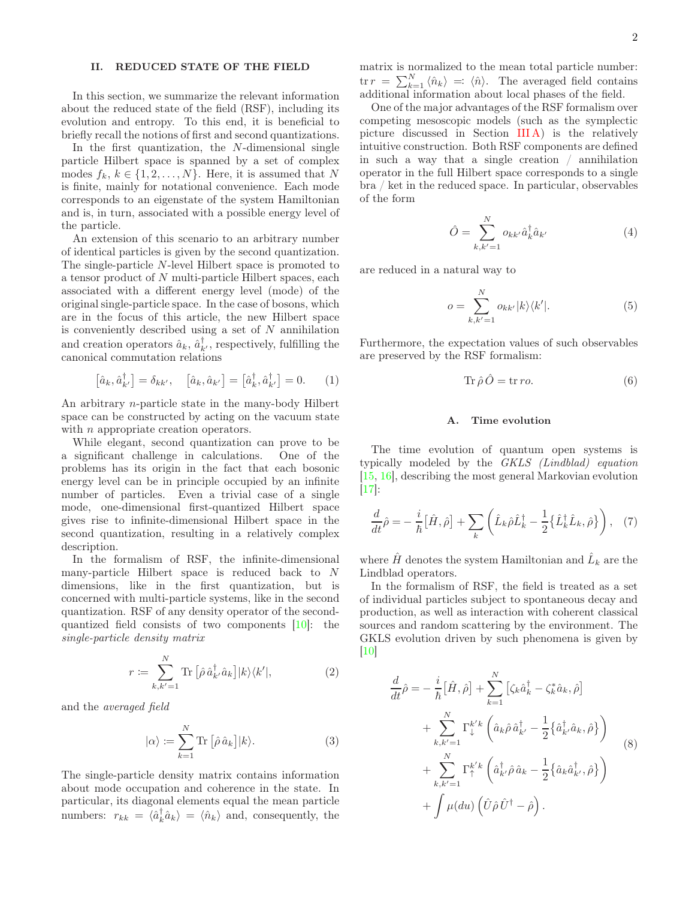## II. REDUCED STATE OF THE FIELD

In this section, we summarize the relevant information about the reduced state of the field (RSF), including its evolution and entropy. To this end, it is beneficial to briefly recall the notions of first and second quantizations.

In the first quantization, the $N$-dimensional single particle Hilbert space is spanned by a set of complex modes $f_k$, $k \in \{1, 2, \ldots, N\}$. Here, it is assumed that $N$ is finite, mainly for notational convenience. Each mode corresponds to an eigenstate of the system Hamiltonian and is, in turn, associated with a possible energy level of the particle.

An extension of this scenario to an arbitrary number of identical particles is given by the second quantization. The single-particle $N$-level Hilbert space is promoted to a tensor product of $N$ multi-particle Hilbert spaces, each associated with a different energy level (mode) of the original single-particle space. In the case of bosons, which are in the focus of this article, the new Hilbert space is conveniently described using a set of $N$ annihilation and creation operators $\hat{a}_k$, $\hat{a}^\dagger_{k'}$, respectively, fulfilling the canonical commutation relations

$$\left[\hat{a}_k, \hat{a}^\dagger_{k'}\right] = \delta_{kk'}, \quad \left[\hat{a}_k, \hat{a}_{k'}\right] = \left[\hat{a}^\dagger_k, \hat{a}^\dagger_{k'}\right] = 0. \tag{1}$$

An arbitrary $n$-particle state in the many-body Hilbert space can be constructed by acting on the vacuum state with $n$ appropriate creation operators.

While elegant, second quantization can prove to be a significant challenge in calculations. One of the problems has its origin in the fact that each bosonic energy level can be in principle occupied by an infinite number of particles. Even a trivial case of a single mode, one-dimensional first-quantized Hilbert space gives rise to infinite-dimensional Hilbert space in the second quantization, resulting in a relatively complex description.

In the formalism of RSF, the infinite-dimensional many-particle Hilbert space is reduced back to $N$ dimensions, like in the first quantization, but is concerned with multi-particle systems, like in the second quantization. RSF of any density operator of the second-quantized field consists of two components [10]: the *single-particle density matrix*

$$r := \sum_{k,k'=1}^{N} \mathrm{Tr}\left[\hat{\rho}\, \hat{a}^\dagger_{k'} \hat{a}_k\right] |k\rangle\langle k'|, \tag{2}$$

and the *averaged field*

$$|\alpha\rangle := \sum_{k=1}^{N} \mathrm{Tr}\left[\hat{\rho}\, \hat{a}_k\right] |k\rangle. \tag{3}$$

The single-particle density matrix contains information about mode occupation and coherence in the state. In particular, its diagonal elements equal the mean particle numbers: $r_{kk} = \langle \hat{a}^\dagger_k \hat{a}_k \rangle = \langle \hat{n}_k \rangle$ and, consequently, the matrix is normalized to the mean total particle number: $\mathrm{tr}\, r = \sum_{k=1}^{N} \langle \hat{n}_k \rangle =: \langle \hat{n} \rangle$. The averaged field contains additional information about local phases of the field.

One of the major advantages of the RSF formalism over competing mesoscopic models (such as the symplectic picture discussed in Section III A) is the relatively intuitive construction. Both RSF components are defined in such a way that a single creation / annihilation operator in the full Hilbert space corresponds to a single bra / ket in the reduced space. In particular, observables of the form

$$\hat{O} = \sum_{k,k'=1}^{N} o_{kk'} \hat{a}^\dagger_k \hat{a}_{k'} \tag{4}$$

are reduced in a natural way to

$$o = \sum_{k,k'=1}^{N} o_{kk'} |k\rangle\langle k'|. \tag{5}$$

Furthermore, the expectation values of such observables are preserved by the RSF formalism:

$$\mathrm{Tr}\, \hat{\rho}\, \hat{O} = \mathrm{tr}\, r o. \tag{6}$$

### A. Time evolution

The time evolution of quantum open systems is typically modeled by the *GKLS (Lindblad) equation* [15, 16], describing the most general Markovian evolution [17]:

$$\frac{d}{dt}\hat{\rho} = -\frac{i}{\hbar}\big[\hat{H}, \hat{\rho}\big] + \sum_k \left( \hat{L}_k \hat{\rho} \hat{L}^\dagger_k - \frac{1}{2}\big\{\hat{L}^\dagger_k \hat{L}_k, \hat{\rho}\big\} \right), \tag{7}$$

where $\hat{H}$ denotes the system Hamiltonian and $\hat{L}_k$ are the Lindblad operators.

In the formalism of RSF, the field is treated as a set of individual particles subject to spontaneous decay and production, as well as interaction with coherent classical sources and random scattering by the environment. The GKLS evolution driven by such phenomena is given by [10]

$$\begin{aligned}
\frac{d}{dt}\hat{\rho} = &-\frac{i}{\hbar}\big[\hat{H}, \hat{\rho}\big] + \sum_{k=1}^{N} \left[\zeta_k \hat{a}^\dagger_k - \zeta^*_k \hat{a}_k, \hat{\rho}\right] \\
&+ \sum_{k,k'=1}^{N} \Gamma^{k'k}_{\downarrow} \left( \hat{a}_k \hat{\rho}\, \hat{a}^\dagger_{k'} - \frac{1}{2}\big\{\hat{a}^\dagger_{k'} \hat{a}_k, \hat{\rho}\big\} \right) \\
&+ \sum_{k,k'=1}^{N} \Gamma^{k'k}_{\uparrow} \left( \hat{a}^\dagger_{k'} \hat{\rho}\, \hat{a}_k - \frac{1}{2}\big\{\hat{a}_k \hat{a}^\dagger_{k'}, \hat{\rho}\big\} \right) \\
&+ \int \mu(du) \left( \hat{U} \hat{\rho}\, \hat{U}^\dagger - \hat{\rho} \right).
\end{aligned} \tag{8}$$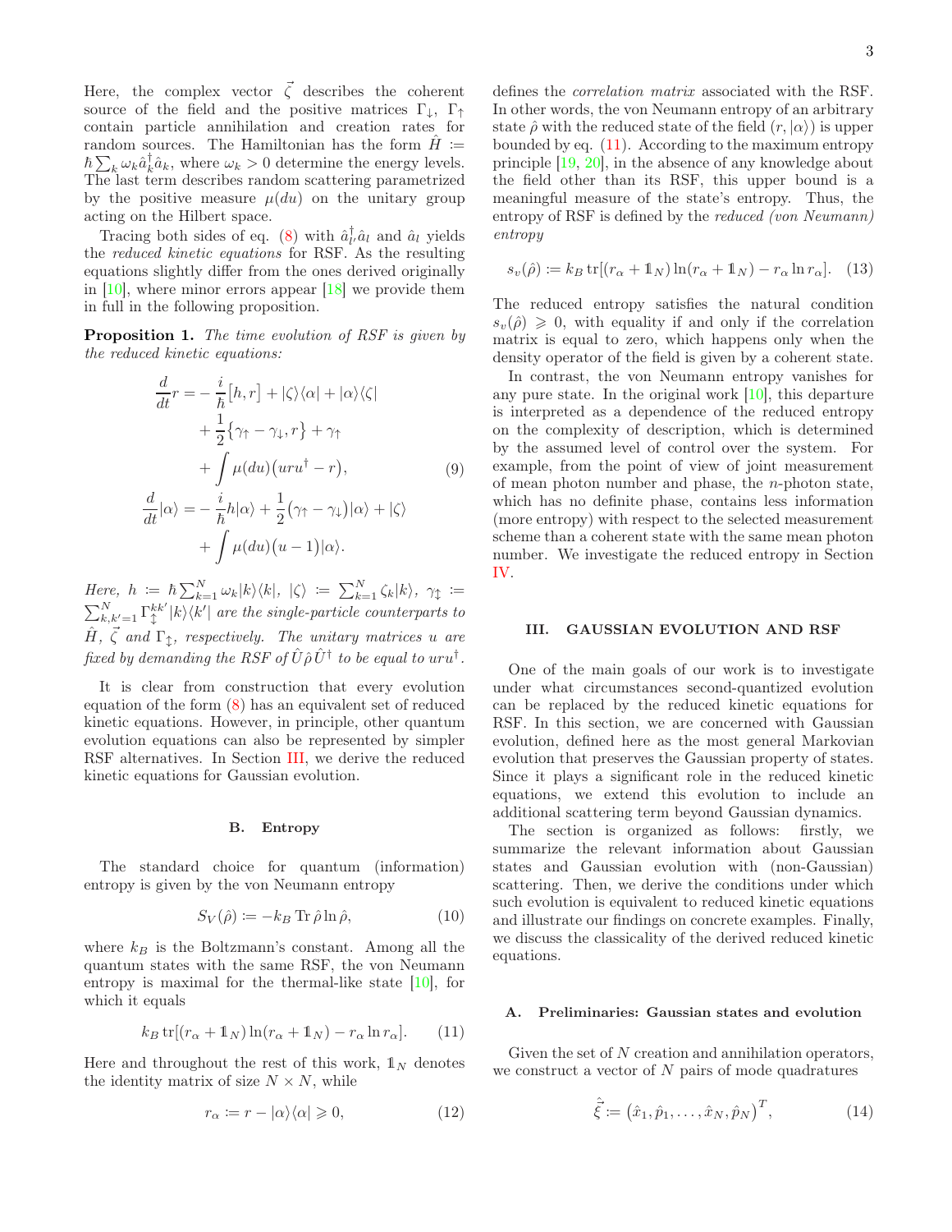Here, the complex vector $\vec{\zeta}$ describes the coherent source of the field and the positive matrices $\Gamma_\downarrow$, $\Gamma_\uparrow$ contain particle annihilation and creation rates for random sources. The Hamiltonian has the form $\hat{H} := \hbar \sum_k \omega_k \hat{a}_k^\dagger \hat{a}_k$, where $\omega_k > 0$ determine the energy levels. The last term describes random scattering parametrized by the positive measure $\mu(du)$ on the unitary group acting on the Hilbert space.

Tracing both sides of eq. (8) with $\hat{a}_{l'}^\dagger \hat{a}_l$ and $\hat{a}_l$ yields the *reduced kinetic equations* for RSF. As the resulting equations slightly differ from the ones derived originally in [10], where minor errors appear [18] we provide them in full in the following proposition.

**Proposition 1.** *The time evolution of RSF is given by the reduced kinetic equations:*

$$
\begin{aligned}
\frac{d}{dt} r =& -\frac{i}{\hbar}[h, r] + |\zeta\rangle\langle\alpha| + |\alpha\rangle\langle\zeta| \\
&+ \frac{1}{2}\{\gamma_\uparrow - \gamma_\downarrow, r\} + \gamma_\uparrow \\
&+ \int \mu(du)\big(uru^\dagger - r\big), \\
\frac{d}{dt}|\alpha\rangle =& -\frac{i}{\hbar} h|\alpha\rangle + \frac{1}{2}\big(\gamma_\uparrow - \gamma_\downarrow\big)|\alpha\rangle + |\zeta\rangle \\
&+ \int \mu(du)\big(u - 1\big)|\alpha\rangle.
\end{aligned}
\tag{9}
$$

*Here, $h := \hbar \sum_{k=1}^N \omega_k |k\rangle\langle k|$, $|\zeta\rangle := \sum_{k=1}^N \zeta_k |k\rangle$, $\gamma_\updownarrow := \sum_{k,k'=1}^N \Gamma_\updownarrow^{kk'} |k\rangle\langle k'|$ are the single-particle counterparts to $\hat{H}$, $\vec{\zeta}$ and $\Gamma_\updownarrow$, respectively. The unitary matrices $u$ are fixed by demanding the RSF of $\hat{U}\hat{\rho}\hat{U}^\dagger$ to be equal to $uru^\dagger$.*

It is clear from construction that every evolution equation of the form (8) has an equivalent set of reduced kinetic equations. However, in principle, other quantum evolution equations can also be represented by simpler RSF alternatives. In Section III, we derive the reduced kinetic equations for Gaussian evolution.

### B. Entropy

The standard choice for quantum (information) entropy is given by the von Neumann entropy

$$
S_V(\hat{\rho}) := -k_B \operatorname{Tr} \hat{\rho} \ln \hat{\rho}, \tag{10}
$$

where $k_B$ is the Boltzmann's constant. Among all the quantum states with the same RSF, the von Neumann entropy is maximal for the thermal-like state [10], for which it equals

$$
k_B \operatorname{tr}[(r_\alpha + \mathbb{1}_N)\ln(r_\alpha + \mathbb{1}_N) - r_\alpha \ln r_\alpha]. \tag{11}
$$

Here and throughout the rest of this work, $\mathbb{1}_N$ denotes the identity matrix of size $N \times N$, while

$$
r_\alpha := r - |\alpha\rangle\langle\alpha| \geqslant 0, \tag{12}
$$

defines the *correlation matrix* associated with the RSF. In other words, the von Neumann entropy of an arbitrary state $\hat{\rho}$ with the reduced state of the field $(r, |\alpha\rangle)$ is upper bounded by eq. (11). According to the maximum entropy principle [19, 20], in the absence of any knowledge about the field other than its RSF, this upper bound is a meaningful measure of the state's entropy. Thus, the entropy of RSF is defined by the *reduced (von Neumann) entropy*

$$
s_v(\hat{\rho}) := k_B \operatorname{tr}[(r_\alpha + \mathbb{1}_N)\ln(r_\alpha + \mathbb{1}_N) - r_\alpha \ln r_\alpha]. \tag{13}
$$

The reduced entropy satisfies the natural condition $s_v(\hat{\rho}) \geqslant 0$, with equality if and only if the correlation matrix is equal to zero, which happens only when the density operator of the field is given by a coherent state.

In contrast, the von Neumann entropy vanishes for any pure state. In the original work [10], this departure is interpreted as a dependence of the reduced entropy on the complexity of description, which is determined by the assumed level of control over the system. For example, from the point of view of joint measurement of mean photon number and phase, the $n$-photon state, which has no definite phase, contains less information (more entropy) with respect to the selected measurement scheme than a coherent state with the same mean photon number. We investigate the reduced entropy in Section IV.

## III. GAUSSIAN EVOLUTION AND RSF

One of the main goals of our work is to investigate under what circumstances second-quantized evolution can be replaced by the reduced kinetic equations for RSF. In this section, we are concerned with Gaussian evolution, defined here as the most general Markovian evolution that preserves the Gaussian property of states. Since it plays a significant role in the reduced kinetic equations, we extend this evolution to include an additional scattering term beyond Gaussian dynamics.

The section is organized as follows: firstly, we summarize the relevant information about Gaussian states and Gaussian evolution with (non-Gaussian) scattering. Then, we derive the conditions under which such evolution is equivalent to reduced kinetic equations and illustrate our findings on concrete examples. Finally, we discuss the classicality of the derived reduced kinetic equations.

### A. Preliminaries: Gaussian states and evolution

Given the set of $N$ creation and annihilation operators, we construct a vector of $N$ pairs of mode quadratures

$$
\hat{\vec{\xi}} := \big(\hat{x}_1, \hat{p}_1, \ldots, \hat{x}_N, \hat{p}_N\big)^T, \tag{14}
$$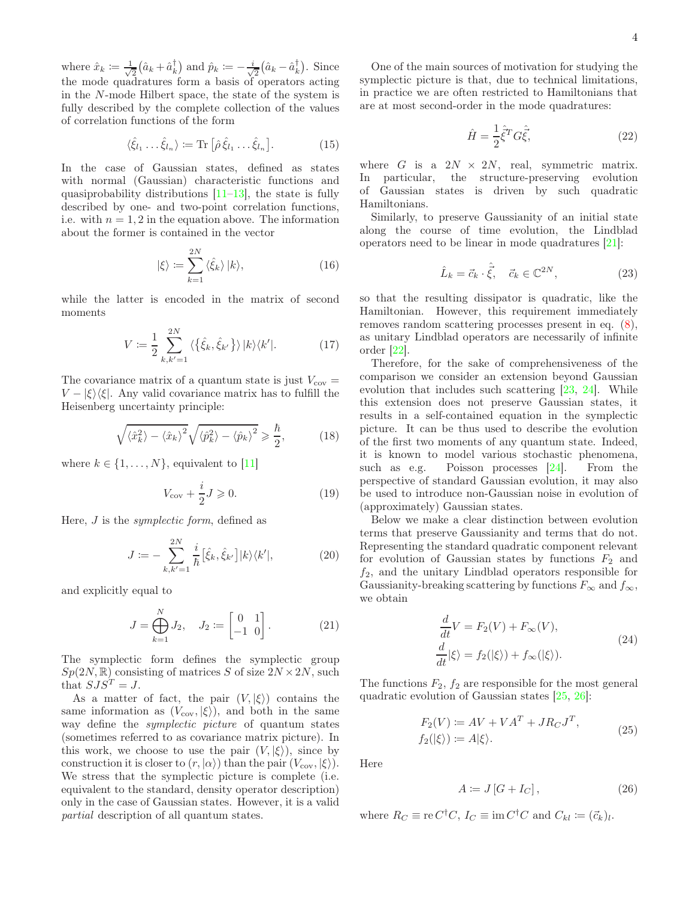where $\hat{x}_k \coloneqq \frac{1}{\sqrt{2}}(\hat{a}_k + \hat{a}_k^\dagger)$ and $\hat{p}_k \coloneqq -\frac{i}{\sqrt{2}}(\hat{a}_k - \hat{a}_k^\dagger)$. Since the mode quadratures form a basis of operators acting in the $N$-mode Hilbert space, the state of the system is fully described by the complete collection of the values of correlation functions of the form

$$\langle \hat{\xi}_{l_1} \dots \hat{\xi}_{l_n} \rangle \coloneqq \mathrm{Tr}\left[\hat{\rho}\, \hat{\xi}_{l_1} \dots \hat{\xi}_{l_n}\right]. \tag{15}$$

In the case of Gaussian states, defined as states with normal (Gaussian) characteristic functions and quasiprobability distributions [11–13], the state is fully described by one- and two-point correlation functions, i.e. with $n = 1, 2$ in the equation above. The information about the former is contained in the vector

$$|\xi\rangle \coloneqq \sum_{k=1}^{2N} \langle \hat{\xi}_k \rangle\, |k\rangle, \tag{16}$$

while the latter is encoded in the matrix of second moments

$$V \coloneqq \frac{1}{2} \sum_{k,k'=1}^{2N} \langle \{\hat{\xi}_k, \hat{\xi}_{k'}\} \rangle\, |k\rangle\langle k'|. \tag{17}$$

The covariance matrix of a quantum state is just $V_{\mathrm{cov}} = V - |\xi\rangle\langle\xi|$. Any valid covariance matrix has to fulfill the Heisenberg uncertainty principle:

$$\sqrt{\langle \hat{x}_k^2 \rangle - \langle \hat{x}_k \rangle^2}\sqrt{\langle \hat{p}_k^2 \rangle - \langle \hat{p}_k \rangle^2} \geqslant \frac{\hbar}{2}, \tag{18}$$

where $k \in \{1, \dots, N\}$, equivalent to [11]

$$V_{\mathrm{cov}} + \frac{i}{2} J \geqslant 0. \tag{19}$$

Here, $J$ is the *symplectic form*, defined as

$$J \coloneqq -\sum_{k,k'=1}^{2N} \frac{i}{\hbar}\left[\hat{\xi}_k, \hat{\xi}_{k'}\right] |k\rangle\langle k'|, \tag{20}$$

and explicitly equal to

$$J = \bigoplus_{k=1}^{N} J_2, \quad J_2 \coloneqq \begin{bmatrix} 0 & 1 \\ -1 & 0 \end{bmatrix}. \tag{21}$$

The symplectic form defines the symplectic group $Sp(2N, \mathbb{R})$ consisting of matrices $S$ of size $2N \times 2N$, such that $SJS^T = J$.

As a matter of fact, the pair $(V, |\xi\rangle)$ contains the same information as $(V_{\mathrm{cov}}, |\xi\rangle)$, and both in the same way define the *symplectic picture* of quantum states (sometimes referred to as covariance matrix picture). In this work, we choose to use the pair $(V, |\xi\rangle)$, since by construction it is closer to $(r, |\alpha\rangle)$ than the pair $(V_{\mathrm{cov}}, |\xi\rangle)$. We stress that the symplectic picture is complete (i.e. equivalent to the standard, density operator description) only in the case of Gaussian states. However, it is a valid *partial* description of all quantum states.

One of the main sources of motivation for studying the symplectic picture is that, due to technical limitations, in practice we are often restricted to Hamiltonians that are at most second-order in the mode quadratures:

$$\hat{H} = \frac{1}{2}\hat{\vec{\xi}}^{\,T} G \hat{\vec{\xi}}, \tag{22}$$

where $G$ is a $2N \times 2N$, real, symmetric matrix. In particular, the structure-preserving evolution of Gaussian states is driven by such quadratic Hamiltonians.

Similarly, to preserve Gaussianity of an initial state along the course of time evolution, the Lindblad operators need to be linear in mode quadratures [21]:

$$\hat{L}_k = \vec{c}_k \cdot \hat{\vec{\xi}}, \quad \vec{c}_k \in \mathbb{C}^{2N}, \tag{23}$$

so that the resulting dissipator is quadratic, like the Hamiltonian. However, this requirement immediately removes random scattering processes present in eq. (8), as unitary Lindblad operators are necessarily of infinite order [22].

Therefore, for the sake of comprehensiveness of the comparison we consider an extension beyond Gaussian evolution that includes such scattering [23, 24]. While this extension does not preserve Gaussian states, it results in a self-contained equation in the symplectic picture. It can be thus used to describe the evolution of the first two moments of any quantum state. Indeed, it is known to model various stochastic phenomena, such as e.g. Poisson processes [24]. From the perspective of standard Gaussian evolution, it may also be used to introduce non-Gaussian noise in evolution of (approximately) Gaussian states.

Below we make a clear distinction between evolution terms that preserve Gaussianity and terms that do not. Representing the standard quadratic component relevant for evolution of Gaussian states by functions $F_2$ and $f_2$, and the unitary Lindblad operators responsible for Gaussianity-breaking scattering by functions $F_\infty$ and $f_\infty$, we obtain

$$\begin{aligned} \frac{d}{dt} V &= F_2(V) + F_\infty(V), \\ \frac{d}{dt}|\xi\rangle &= f_2(|\xi\rangle) + f_\infty(|\xi\rangle). \end{aligned} \tag{24}$$

The functions $F_2$, $f_2$ are responsible for the most general quadratic evolution of Gaussian states [25, 26]:

$$\begin{aligned} F_2(V) &\coloneqq AV + VA^T + JR_C J^T, \\ f_2(|\xi\rangle) &\coloneqq A|\xi\rangle. \end{aligned} \tag{25}$$

Here

$$A \coloneqq J\left[G + I_C\right], \tag{26}$$

where $R_C \equiv \mathrm{re}\, C^\dagger C$, $I_C \equiv \mathrm{im}\, C^\dagger C$ and $C_{kl} \coloneqq (\vec{c}_k)_l$.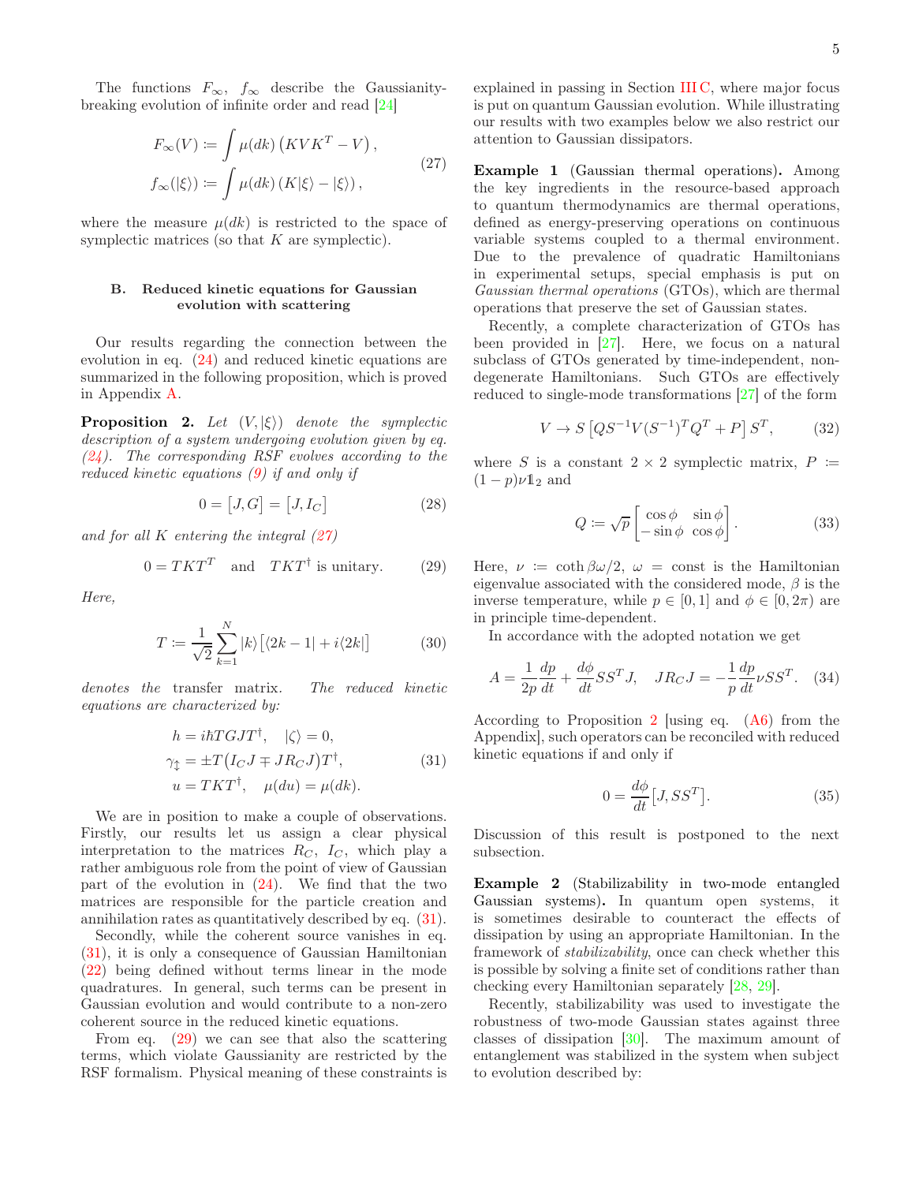The functions $F_\infty$, $f_\infty$ describe the Gaussianity-breaking evolution of infinite order and read [24]

$$
\begin{aligned}
F_\infty(V) &:= \int \mu(dk)\left(KVK^T - V\right),\\
f_\infty(|\xi\rangle) &:= \int \mu(dk)\left(K|\xi\rangle - |\xi\rangle\right),
\end{aligned}
\tag{27}
$$

where the measure $\mu(dk)$ is restricted to the space of symplectic matrices (so that $K$ are symplectic).

### B. Reduced kinetic equations for Gaussian evolution with scattering

Our results regarding the connection between the evolution in eq. (24) and reduced kinetic equations are summarized in the following proposition, which is proved in Appendix A.

**Proposition 2.** *Let $(V, |\xi\rangle)$ denote the symplectic description of a system undergoing evolution given by eq. (24). The corresponding RSF evolves according to the reduced kinetic equations (9) if and only if*

$$
0 = \left[J, G\right] = \left[J, I_C\right] \tag{28}
$$

*and for all $K$ entering the integral (27)*

$$
0 = TKT^T \quad \text{and} \quad TKT^\dagger \text{ is unitary.} \tag{29}
$$

*Here,*

$$
T := \frac{1}{\sqrt{2}}\sum_{k=1}^{N}|k\rangle\left[\langle 2k-1| + i\langle 2k|\right] \tag{30}
$$

*denotes the transfer matrix. The reduced kinetic equations are characterized by:*

$$
\begin{aligned}
h &= i\hbar TGJT^\dagger, \quad |\zeta\rangle = 0,\\
\gamma_\updownarrow &= \pm T\left(I_C J \mp JR_C J\right)T^\dagger,\\
u &= TKT^\dagger, \quad \mu(du) = \mu(dk).
\end{aligned}
\tag{31}
$$

We are in position to make a couple of observations. Firstly, our results let us assign a clear physical interpretation to the matrices $R_C$, $I_C$, which play a rather ambiguous role from the point of view of Gaussian part of the evolution in (24). We find that the two matrices are responsible for the particle creation and annihilation rates as quantitatively described by eq. (31).

Secondly, while the coherent source vanishes in eq. (31), it is only a consequence of Gaussian Hamiltonian (22) being defined without terms linear in the mode quadratures. In general, such terms can be present in Gaussian evolution and would contribute to a non-zero coherent source in the reduced kinetic equations.

From eq. (29) we can see that also the scattering terms, which violate Gaussianity are restricted by the RSF formalism. Physical meaning of these constraints is explained in passing in Section III C, where major focus is put on quantum Gaussian evolution. While illustrating our results with two examples below we also restrict our attention to Gaussian dissipators.

**Example 1** (Gaussian thermal operations)**.** Among the key ingredients in the resource-based approach to quantum thermodynamics are thermal operations, defined as energy-preserving operations on continuous variable systems coupled to a thermal environment. Due to the prevalence of quadratic Hamiltonians in experimental setups, special emphasis is put on *Gaussian thermal operations* (GTOs), which are thermal operations that preserve the set of Gaussian states.

Recently, a complete characterization of GTOs has been provided in [27]. Here, we focus on a natural subclass of GTOs generated by time-independent, non-degenerate Hamiltonians. Such GTOs are effectively reduced to single-mode transformations [27] of the form

$$
V \to S\left[QS^{-1}V(S^{-1})^TQ^T + P\right]S^T, \tag{32}
$$

where $S$ is a constant $2\times 2$ symplectic matrix, $P := (1-p)\nu\mathbb{1}_2$ and

$$
Q := \sqrt{p}\begin{bmatrix}\cos\phi & \sin\phi\\ -\sin\phi & \cos\phi\end{bmatrix}. \tag{33}
$$

Here, $\nu := \coth\beta\omega/2$, $\omega = $ const is the Hamiltonian eigenvalue associated with the considered mode, $\beta$ is the inverse temperature, while $p\in[0,1]$ and $\phi\in[0,2\pi)$ are in principle time-dependent.

In accordance with the adopted notation we get

$$
A = \frac{1}{2p}\frac{dp}{dt} + \frac{d\phi}{dt}SS^TJ, \quad JR_CJ = -\frac{1}{p}\frac{dp}{dt}\nu SS^T. \tag{34}
$$

According to Proposition 2 [using eq. (A6) from the Appendix], such operators can be reconciled with reduced kinetic equations if and only if

$$
0 = \frac{d\phi}{dt}\left[J, SS^T\right]. \tag{35}
$$

Discussion of this result is postponed to the next subsection.

**Example 2** (Stabilizability in two-mode entangled Gaussian systems)**.** In quantum open systems, it is sometimes desirable to counteract the effects of dissipation by using an appropriate Hamiltonian. In the framework of *stabilizability*, once can check whether this is possible by solving a finite set of conditions rather than checking every Hamiltonian separately [28, 29].

Recently, stabilizability was used to investigate the robustness of two-mode Gaussian states against three classes of dissipation [30]. The maximum amount of entanglement was stabilized in the system when subject to evolution described by: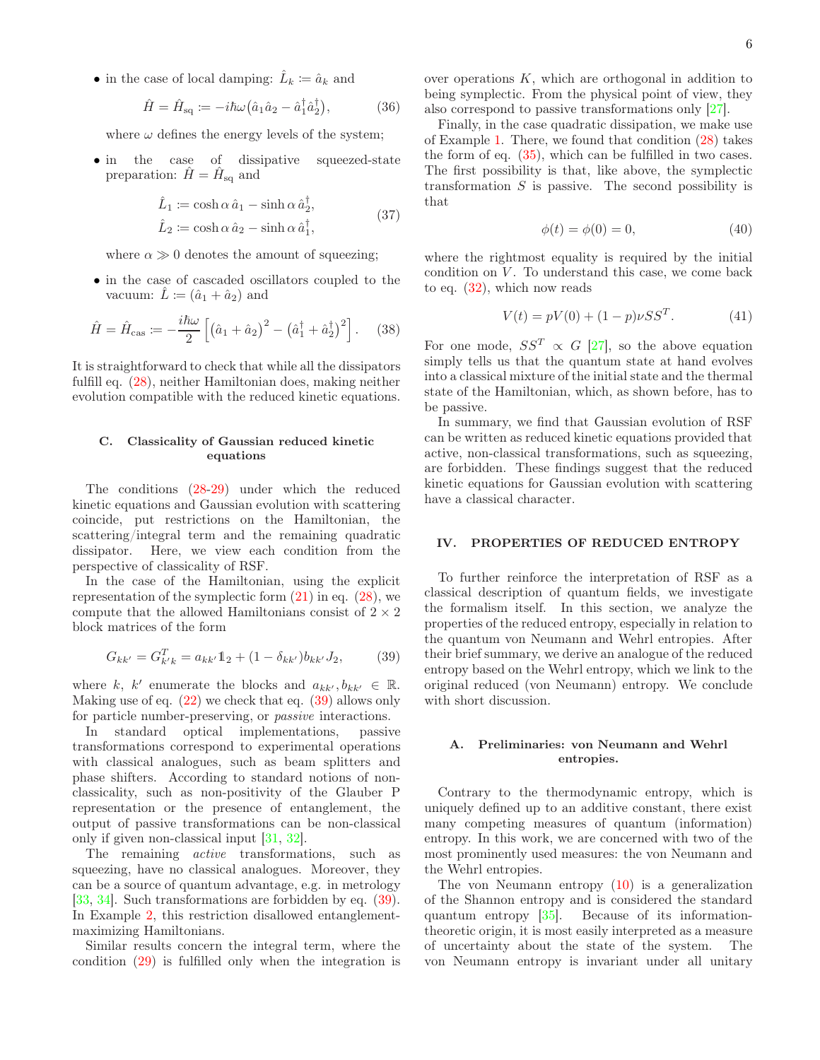- in the case of local damping: $\hat{L}_k := \hat{a}_k$ and

$$\hat{H} = \hat{H}_{\text{sq}} := -i\hbar\omega\big(\hat{a}_1\hat{a}_2 - \hat{a}_1^\dagger\hat{a}_2^\dagger\big), \tag{36}$$

  where $\omega$ defines the energy levels of the system;

- in the case of dissipative squeezed-state preparation: $\hat{H} = \hat{H}_{\text{sq}}$ and

$$\begin{aligned}\hat{L}_1 &:= \cosh\alpha\,\hat{a}_1 - \sinh\alpha\,\hat{a}_2^\dagger,\\ \hat{L}_2 &:= \cosh\alpha\,\hat{a}_2 - \sinh\alpha\,\hat{a}_1^\dagger,\end{aligned} \tag{37}$$

  where $\alpha \gg 0$ denotes the amount of squeezing;

- in the case of cascaded oscillators coupled to the vacuum: $\hat{L} := (\hat{a}_1 + \hat{a}_2)$ and

$$\hat{H} = \hat{H}_{\text{cas}} := -\frac{i\hbar\omega}{2}\left[\left(\hat{a}_1 + \hat{a}_2\right)^2 - \left(\hat{a}_1^\dagger + \hat{a}_2^\dagger\right)^2\right]. \tag{38}$$

It is straightforward to check that while all the dissipators fulfill eq. (28), neither Hamiltonian does, making neither evolution compatible with the reduced kinetic equations.

### C. Classicality of Gaussian reduced kinetic equations

The conditions (28-29) under which the reduced kinetic equations and Gaussian evolution with scattering coincide, put restrictions on the Hamiltonian, the scattering/integral term and the remaining quadratic dissipator. Here, we view each condition from the perspective of classicality of RSF.

In the case of the Hamiltonian, using the explicit representation of the symplectic form (21) in eq. (28), we compute that the allowed Hamiltonians consist of $2 \times 2$ block matrices of the form

$$G_{kk'} = G_{k'k}^T = a_{kk'}\mathbb{1}_2 + (1 - \delta_{kk'})b_{kk'}J_2, \tag{39}$$

where $k$, $k'$ enumerate the blocks and $a_{kk'}, b_{kk'} \in \mathbb{R}$. Making use of eq. (22) we check that eq. (39) allows only for particle number-preserving, or *passive* interactions.

In standard optical implementations, passive transformations correspond to experimental operations with classical analogues, such as beam splitters and phase shifters. According to standard notions of non-classicality, such as non-positivity of the Glauber P representation or the presence of entanglement, the output of passive transformations can be non-classical only if given non-classical input [31, 32].

The remaining *active* transformations, such as squeezing, have no classical analogues. Moreover, they can be a source of quantum advantage, e.g. in metrology [33, 34]. Such transformations are forbidden by eq. (39). In Example 2, this restriction disallowed entanglement-maximizing Hamiltonians.

Similar results concern the integral term, where the condition (29) is fulfilled only when the integration is over operations $K$, which are orthogonal in addition to being symplectic. From the physical point of view, they also correspond to passive transformations only [27].

Finally, in the case quadratic dissipation, we make use of Example 1. There, we found that condition (28) takes the form of eq. (35), which can be fulfilled in two cases. The first possibility is that, like above, the symplectic transformation $S$ is passive. The second possibility is that

$$\phi(t) = \phi(0) = 0, \tag{40}$$

where the rightmost equality is required by the initial condition on $V$. To understand this case, we come back to eq. (32), which now reads

$$V(t) = pV(0) + (1 - p)\nu SS^T. \tag{41}$$

For one mode, $SS^T \propto G$ [27], so the above equation simply tells us that the quantum state at hand evolves into a classical mixture of the initial state and the thermal state of the Hamiltonian, which, as shown before, has to be passive.

In summary, we find that Gaussian evolution of RSF can be written as reduced kinetic equations provided that active, non-classical transformations, such as squeezing, are forbidden. These findings suggest that the reduced kinetic equations for Gaussian evolution with scattering have a classical character.

## IV. PROPERTIES OF REDUCED ENTROPY

To further reinforce the interpretation of RSF as a classical description of quantum fields, we investigate the formalism itself. In this section, we analyze the properties of the reduced entropy, especially in relation to the quantum von Neumann and Wehrl entropies. After their brief summary, we derive an analogue of the reduced entropy based on the Wehrl entropy, which we link to the original reduced (von Neumann) entropy. We conclude with short discussion.

### A. Preliminaries: von Neumann and Wehrl entropies.

Contrary to the thermodynamic entropy, which is uniquely defined up to an additive constant, there exist many competing measures of quantum (information) entropy. In this work, we are concerned with two of the most prominently used measures: the von Neumann and the Wehrl entropies.

The von Neumann entropy (10) is a generalization of the Shannon entropy and is considered the standard quantum entropy [35]. Because of its information-theoretic origin, it is most easily interpreted as a measure of uncertainty about the state of the system. The von Neumann entropy is invariant under all unitary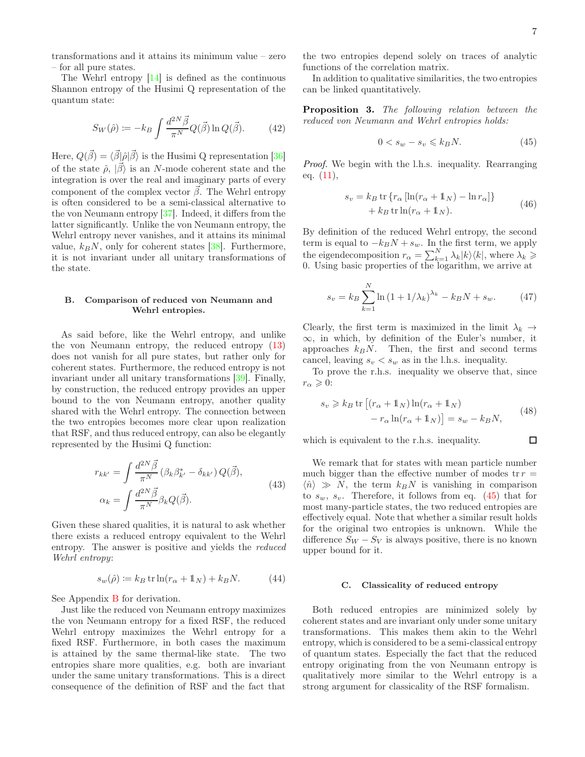transformations and it attains its minimum value – zero – for all pure states.

The Wehrl entropy [14] is defined as the continuous Shannon entropy of the Husimi Q representation of the quantum state:

$$S_W(\hat{\rho}) := -k_B \int \frac{d^{2N}\vec{\beta}}{\pi^N} Q(\vec{\beta}) \ln Q(\vec{\beta}). \tag{42}$$

Here, $Q(\vec{\beta}) = \langle \vec{\beta}|\hat{\rho}|\vec{\beta}\rangle$ is the Husimi Q representation [36] of the state $\hat{\rho}$, $|\vec{\beta}\rangle$ is an $N$-mode coherent state and the integration is over the real and imaginary parts of every component of the complex vector $\vec{\beta}$. The Wehrl entropy is often considered to be a semi-classical alternative to the von Neumann entropy [37]. Indeed, it differs from the latter significantly. Unlike the von Neumann entropy, the Wehrl entropy never vanishes, and it attains its minimal value, $k_B N$, only for coherent states [38]. Furthermore, it is not invariant under all unitary transformations of the state.

### B. Comparison of reduced von Neumann and Wehrl entropies.

As said before, like the Wehrl entropy, and unlike the von Neumann entropy, the reduced entropy (13) does not vanish for all pure states, but rather only for coherent states. Furthermore, the reduced entropy is not invariant under all unitary transformations [39]. Finally, by construction, the reduced entropy provides an upper bound to the von Neumann entropy, another quality shared with the Wehrl entropy. The connection between the two entropies becomes more clear upon realization that RSF, and thus reduced entropy, can also be elegantly represented by the Husimi Q function:

$$\begin{aligned} r_{kk'} &= \int \frac{d^{2N}\vec{\beta}}{\pi^N} \left(\beta_k \beta_{k'}^* - \delta_{kk'}\right) Q(\vec{\beta}), \\ \alpha_k &= \int \frac{d^{2N}\vec{\beta}}{\pi^N} \beta_k Q(\vec{\beta}). \end{aligned} \tag{43}$$

Given these shared qualities, it is natural to ask whether there exists a reduced entropy equivalent to the Wehrl entropy. The answer is positive and yields the *reduced Wehrl entropy*:

$$s_w(\hat{\rho}) := k_B \operatorname{tr} \ln(r_\alpha + \mathbb{1}_N) + k_B N. \tag{44}$$

See Appendix B for derivation.

Just like the reduced von Neumann entropy maximizes the von Neumann entropy for a fixed RSF, the reduced Wehrl entropy maximizes the Wehrl entropy for a fixed RSF. Furthermore, in both cases the maximum is attained by the same thermal-like state. The two entropies share more qualities, e.g. both are invariant under the same unitary transformations. This is a direct consequence of the definition of RSF and the fact that the two entropies depend solely on traces of analytic functions of the correlation matrix.

In addition to qualitative similarities, the two entropies can be linked quantitatively.

**Proposition 3.** *The following relation between the reduced von Neumann and Wehrl entropies holds:*

$$0 < s_w - s_v \leqslant k_B N. \tag{45}$$

*Proof.* We begin with the l.h.s. inequality. Rearranging eq. (11),

$$\begin{aligned} s_v = k_B \operatorname{tr}\left\{r_\alpha \left[\ln(r_\alpha + \mathbb{1}_N) - \ln r_\alpha\right]\right\} \\ + k_B \operatorname{tr} \ln(r_\alpha + \mathbb{1}_N). \end{aligned} \tag{46}$$

By definition of the reduced Wehrl entropy, the second term is equal to $-k_B N + s_w$. In the first term, we apply the eigendecomposition $r_\alpha = \sum_{k=1}^N \lambda_k |k\rangle\langle k|$, where $\lambda_k \geqslant 0$. Using basic properties of the logarithm, we arrive at

$$s_v = k_B \sum_{k=1}^N \ln\left(1 + 1/\lambda_k\right)^{\lambda_k} - k_B N + s_w. \tag{47}$$

Clearly, the first term is maximized in the limit $\lambda_k \to \infty$, in which, by definition of the Euler's number, it approaches $k_B N$. Then, the first and second terms cancel, leaving $s_v < s_w$ as in the l.h.s. inequality.

To prove the r.h.s. inequality we observe that, since $r_\alpha \geqslant 0$:

$$\begin{aligned} s_v \geqslant k_B \operatorname{tr}\big[(r_\alpha + \mathbb{1}_N) \ln(r_\alpha + \mathbb{1}_N) \\ - r_\alpha \ln(r_\alpha + \mathbb{1}_N)\big] = s_w - k_B N, \end{aligned} \tag{48}$$

which is equivalent to the r.h.s. inequality. ◻

We remark that for states with mean particle number much bigger than the effective number of modes $\operatorname{tr} r = \langle \hat{n}\rangle \gg N$, the term $k_B N$ is vanishing in comparison to $s_w$, $s_v$. Therefore, it follows from eq. (45) that for most many-particle states, the two reduced entropies are effectively equal. Note that whether a similar result holds for the original two entropies is unknown. While the difference $S_W - S_V$ is always positive, there is no known upper bound for it.

### C. Classicality of reduced entropy

Both reduced entropies are minimized solely by coherent states and are invariant only under some unitary transformations. This makes them akin to the Wehrl entropy, which is considered to be a semi-classical entropy of quantum states. Especially the fact that the reduced entropy originating from the von Neumann entropy is qualitatively more similar to the Wehrl entropy is a strong argument for classicality of the RSF formalism.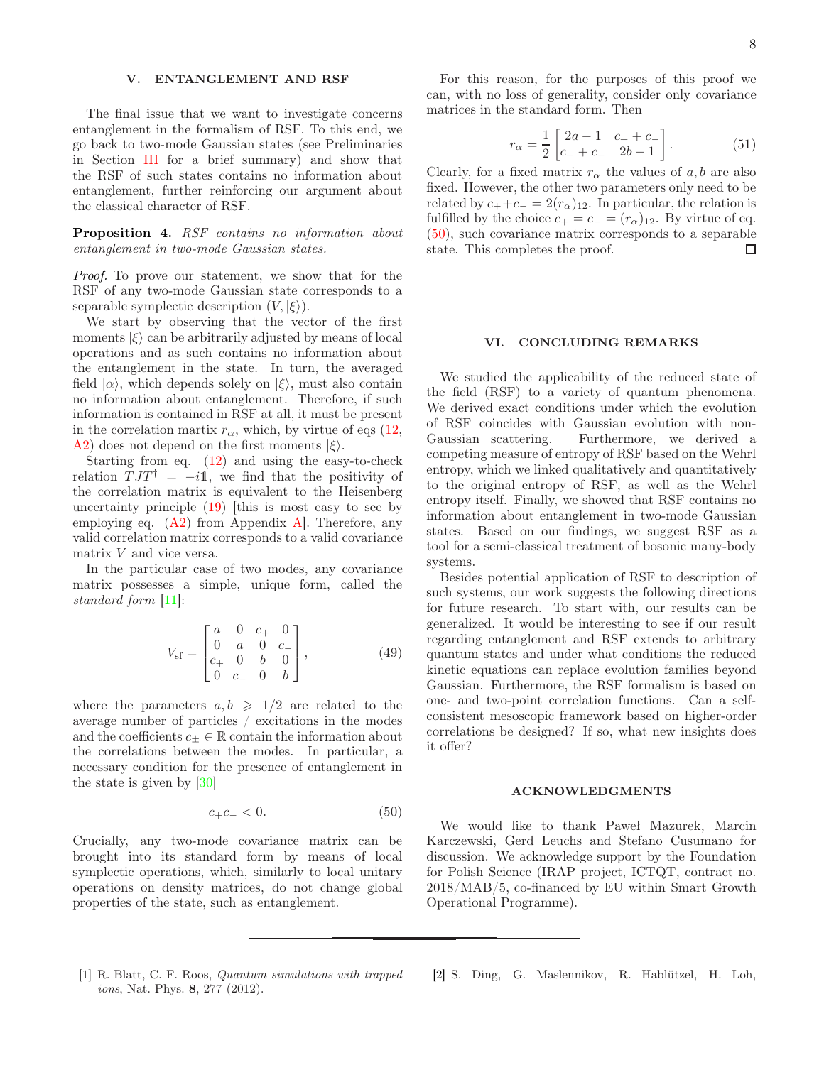## V. ENTANGLEMENT AND RSF

The final issue that we want to investigate concerns entanglement in the formalism of RSF. To this end, we go back to two-mode Gaussian states (see Preliminaries in Section III for a brief summary) and show that the RSF of such states contains no information about entanglement, further reinforcing our argument about the classical character of RSF.

**Proposition 4.** *RSF contains no information about entanglement in two-mode Gaussian states.*

*Proof.* To prove our statement, we show that for the RSF of any two-mode Gaussian state corresponds to a separable symplectic description $(V, |\xi\rangle)$.

We start by observing that the vector of the first moments $|\xi\rangle$ can be arbitrarily adjusted by means of local operations and as such contains no information about the entanglement in the state. In turn, the averaged field $|\alpha\rangle$, which depends solely on $|\xi\rangle$, must also contain no information about entanglement. Therefore, if such information is contained in RSF at all, it must be present in the correlation martix $r_\alpha$, which, by virtue of eqs (12, A2) does not depend on the first moments $|\xi\rangle$.

Starting from eq. (12) and using the easy-to-check relation $TJT^\dagger = -i\mathbb{1}$, we find that the positivity of the correlation matrix is equivalent to the Heisenberg uncertainty principle (19) [this is most easy to see by employing eq. (A2) from Appendix A]. Therefore, any valid correlation matrix corresponds to a valid covariance matrix $V$ and vice versa.

In the particular case of two modes, any covariance matrix possesses a simple, unique form, called the *standard form* [11]:

$$V_{\rm sf} = \begin{bmatrix} a & 0 & c_+ & 0 \\ 0 & a & 0 & c_- \\ c_+ & 0 & b & 0 \\ 0 & c_- & 0 & b \end{bmatrix}, \tag{49}$$

where the parameters $a, b \geqslant 1/2$ are related to the average number of particles / excitations in the modes and the coefficients $c_\pm \in \mathbb{R}$ contain the information about the correlations between the modes. In particular, a necessary condition for the presence of entanglement in the state is given by [30]

$$c_+ c_- < 0. \tag{50}$$

Crucially, any two-mode covariance matrix can be brought into its standard form by means of local symplectic operations, which, similarly to local unitary operations on density matrices, do not change global properties of the state, such as entanglement.

For this reason, for the purposes of this proof we can, with no loss of generality, consider only covariance matrices in the standard form. Then

$$r_\alpha = \frac{1}{2}\begin{bmatrix} 2a-1 & c_+ + c_- \\ c_+ + c_- & 2b-1 \end{bmatrix}. \tag{51}$$

Clearly, for a fixed matrix $r_\alpha$ the values of $a, b$ are also fixed. However, the other two parameters only need to be related by $c_+ + c_- = 2(r_\alpha)_{12}$. In particular, the relation is fulfilled by the choice $c_+ = c_- = (r_\alpha)_{12}$. By virtue of eq. (50), such covariance matrix corresponds to a separable state. This completes the proof. □

## VI. CONCLUDING REMARKS

We studied the applicability of the reduced state of the field (RSF) to a variety of quantum phenomena. We derived exact conditions under which the evolution of RSF coincides with Gaussian evolution with non-Gaussian scattering. Furthermore, we derived a competing measure of entropy of RSF based on the Wehrl entropy, which we linked qualitatively and quantitatively to the original entropy of RSF, as well as the Wehrl entropy itself. Finally, we showed that RSF contains no information about entanglement in two-mode Gaussian states. Based on our findings, we suggest RSF as a tool for a semi-classical treatment of bosonic many-body systems.

Besides potential application of RSF to description of such systems, our work suggests the following directions for future research. To start with, our results can be generalized. It would be interesting to see if our result regarding entanglement and RSF extends to arbitrary quantum states and under what conditions the reduced kinetic equations can replace evolution families beyond Gaussian. Furthermore, the RSF formalism is based on one- and two-point correlation functions. Can a self-consistent mesoscopic framework based on higher-order correlations be designed? If so, what new insights does it offer?

## ACKNOWLEDGMENTS

We would like to thank Paweł Mazurek, Marcin Karczewski, Gerd Leuchs and Stefano Cusumano for discussion. We acknowledge support by the Foundation for Polish Science (IRAP project, ICTQT, contract no. 2018/MAB/5, co-financed by EU within Smart Growth Operational Programme).

---

[1] R. Blatt, C. F. Roos, *Quantum simulations with trapped ions*, Nat. Phys. **8**, 277 (2012).

[2] S. Ding, G. Maslennikov, R. Hablützel, H. Loh,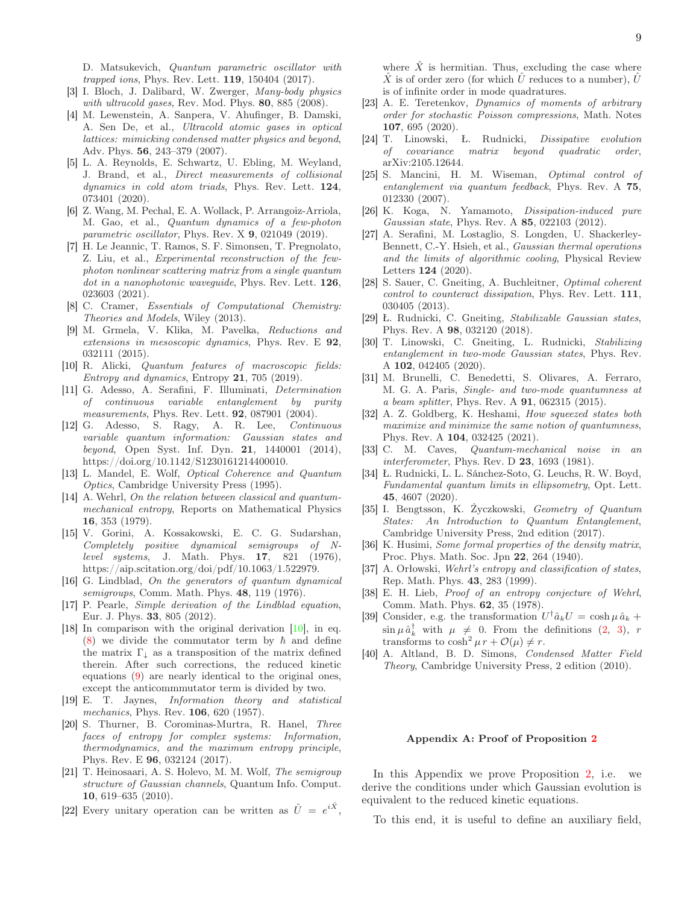D. Matsukevich, *Quantum parametric oscillator with trapped ions*, Phys. Rev. Lett. **119**, 150404 (2017).

[3] I. Bloch, J. Dalibard, W. Zwerger, *Many-body physics with ultracold gases*, Rev. Mod. Phys. **80**, 885 (2008).

[4] M. Lewenstein, A. Sanpera, V. Ahufinger, B. Damski, A. Sen De, et al., *Ultracold atomic gases in optical lattices: mimicking condensed matter physics and beyond*, Adv. Phys. **56**, 243–379 (2007).

[5] L. A. Reynolds, E. Schwartz, U. Ebling, M. Weyland, J. Brand, et al., *Direct measurements of collisional dynamics in cold atom triads*, Phys. Rev. Lett. **124**, 073401 (2020).

[6] Z. Wang, M. Pechal, E. A. Wollack, P. Arrangoiz-Arriola, M. Gao, et al., *Quantum dynamics of a few-photon parametric oscillator*, Phys. Rev. X **9**, 021049 (2019).

[7] H. Le Jeannic, T. Ramos, S. F. Simonsen, T. Pregnolato, Z. Liu, et al., *Experimental reconstruction of the few-photon nonlinear scattering matrix from a single quantum dot in a nanophotonic waveguide*, Phys. Rev. Lett. **126**, 023603 (2021).

[8] C. Cramer, *Essentials of Computational Chemistry: Theories and Models*, Wiley (2013).

[9] M. Grmela, V. Klika, M. Pavelka, *Reductions and extensions in mesoscopic dynamics*, Phys. Rev. E **92**, 032111 (2015).

[10] R. Alicki, *Quantum features of macroscopic fields: Entropy and dynamics*, Entropy **21**, 705 (2019).

[11] G. Adesso, A. Serafini, F. Illuminati, *Determination of continuous variable entanglement by purity measurements*, Phys. Rev. Lett. **92**, 087901 (2004).

[12] G. Adesso, S. Ragy, A. R. Lee, *Continuous variable quantum information: Gaussian states and beyond*, Open Syst. Inf. Dyn. **21**, 1440001 (2014), https://doi.org/10.1142/S1230161214400010.

[13] L. Mandel, E. Wolf, *Optical Coherence and Quantum Optics*, Cambridge University Press (1995).

[14] A. Wehrl, *On the relation between classical and quantum-mechanical entropy*, Reports on Mathematical Physics **16**, 353 (1979).

[15] V. Gorini, A. Kossakowski, E. C. G. Sudarshan, *Completely positive dynamical semigroups of N-level systems*, J. Math. Phys. **17**, 821 (1976), https://aip.scitation.org/doi/pdf/10.1063/1.522979.

[16] G. Lindblad, *On the generators of quantum dynamical semigroups*, Comm. Math. Phys. **48**, 119 (1976).

[17] P. Pearle, *Simple derivation of the Lindblad equation*, Eur. J. Phys. **33**, 805 (2012).

[18] In comparison with the original derivation [10], in eq. (8) we divide the commutator term by $\hbar$ and define the matrix $\Gamma_\downarrow$ as a transposition of the matrix defined therein. After such corrections, the reduced kinetic equations (9) are nearly identical to the original ones, except the anticommmutator term is divided by two.

[19] E. T. Jaynes, *Information theory and statistical mechanics*, Phys. Rev. **106**, 620 (1957).

[20] S. Thurner, B. Corominas-Murtra, R. Hanel, *Three faces of entropy for complex systems: Information, thermodynamics, and the maximum entropy principle*, Phys. Rev. E **96**, 032124 (2017).

[21] T. Heinosaari, A. S. Holevo, M. M. Wolf, *The semigroup structure of Gaussian channels*, Quantum Info. Comput. **10**, 619–635 (2010).

[22] Every unitary operation can be written as $\hat{U} = e^{i\hat{X}}$, where $\hat{X}$ is hermitian. Thus, excluding the case where $\hat{X}$ is of order zero (for which $\hat{U}$ reduces to a number), $\hat{U}$ is of infinite order in mode quadratures.

[23] A. E. Teretenkov, *Dynamics of moments of arbitrary order for stochastic Poisson compressions*, Math. Notes **107**, 695 (2020).

[24] T. Linowski, Ł. Rudnicki, *Dissipative evolution of covariance matrix beyond quadratic order*, arXiv:2105.12644.

[25] S. Mancini, H. M. Wiseman, *Optimal control of entanglement via quantum feedback*, Phys. Rev. A **75**, 012330 (2007).

[26] K. Koga, N. Yamamoto, *Dissipation-induced pure Gaussian state*, Phys. Rev. A **85**, 022103 (2012).

[27] A. Serafini, M. Lostaglio, S. Longden, U. Shackerley-Bennett, C.-Y. Hsieh, et al., *Gaussian thermal operations and the limits of algorithmic cooling*, Physical Review Letters **124** (2020).

[28] S. Sauer, C. Gneiting, A. Buchleitner, *Optimal coherent control to counteract dissipation*, Phys. Rev. Lett. **111**, 030405 (2013).

[29] Ł. Rudnicki, C. Gneiting, *Stabilizable Gaussian states*, Phys. Rev. A **98**, 032120 (2018).

[30] T. Linowski, C. Gneiting, Ł. Rudnicki, *Stabilizing entanglement in two-mode Gaussian states*, Phys. Rev. A **102**, 042405 (2020).

[31] M. Brunelli, C. Benedetti, S. Olivares, A. Ferraro, M. G. A. Paris, *Single- and two-mode quantumness at a beam splitter*, Phys. Rev. A **91**, 062315 (2015).

[32] A. Z. Goldberg, K. Heshami, *How squeezed states both maximize and minimize the same notion of quantumness*, Phys. Rev. A **104**, 032425 (2021).

[33] C. M. Caves, *Quantum-mechanical noise in an interferometer*, Phys. Rev. D **23**, 1693 (1981).

[34] Ł. Rudnicki, L. L. Sánchez-Soto, G. Leuchs, R. W. Boyd, *Fundamental quantum limits in ellipsometry*, Opt. Lett. **45**, 4607 (2020).

[35] I. Bengtsson, K. Życzkowski, *Geometry of Quantum States: An Introduction to Quantum Entanglement*, Cambridge University Press, 2nd edition (2017).

[36] K. Husimi, *Some formal properties of the density matrix*, Proc. Phys. Math. Soc. Jpn **22**, 264 (1940).

[37] A. Orłowski, *Wehrl's entropy and classification of states*, Rep. Math. Phys. **43**, 283 (1999).

[38] E. H. Lieb, *Proof of an entropy conjecture of Wehrl*, Comm. Math. Phys. **62**, 35 (1978).

[39] Consider, e.g. the transformation $U^\dagger \hat{a}_k U = \cosh\mu\,\hat{a}_k + \sin\mu\,\hat{a}_k^\dagger$ with $\mu \neq 0$. From the definitions (2, 3), $r$ transforms to $\cosh^2\mu\, r + \mathcal{O}(\mu) \neq r$.

[40] A. Altland, B. D. Simons, *Condensed Matter Field Theory*, Cambridge University Press, 2 edition (2010).

## Appendix A: Proof of Proposition 2

In this Appendix we prove Proposition 2, i.e. we derive the conditions under which Gaussian evolution is equivalent to the reduced kinetic equations.

To this end, it is useful to define an auxiliary field,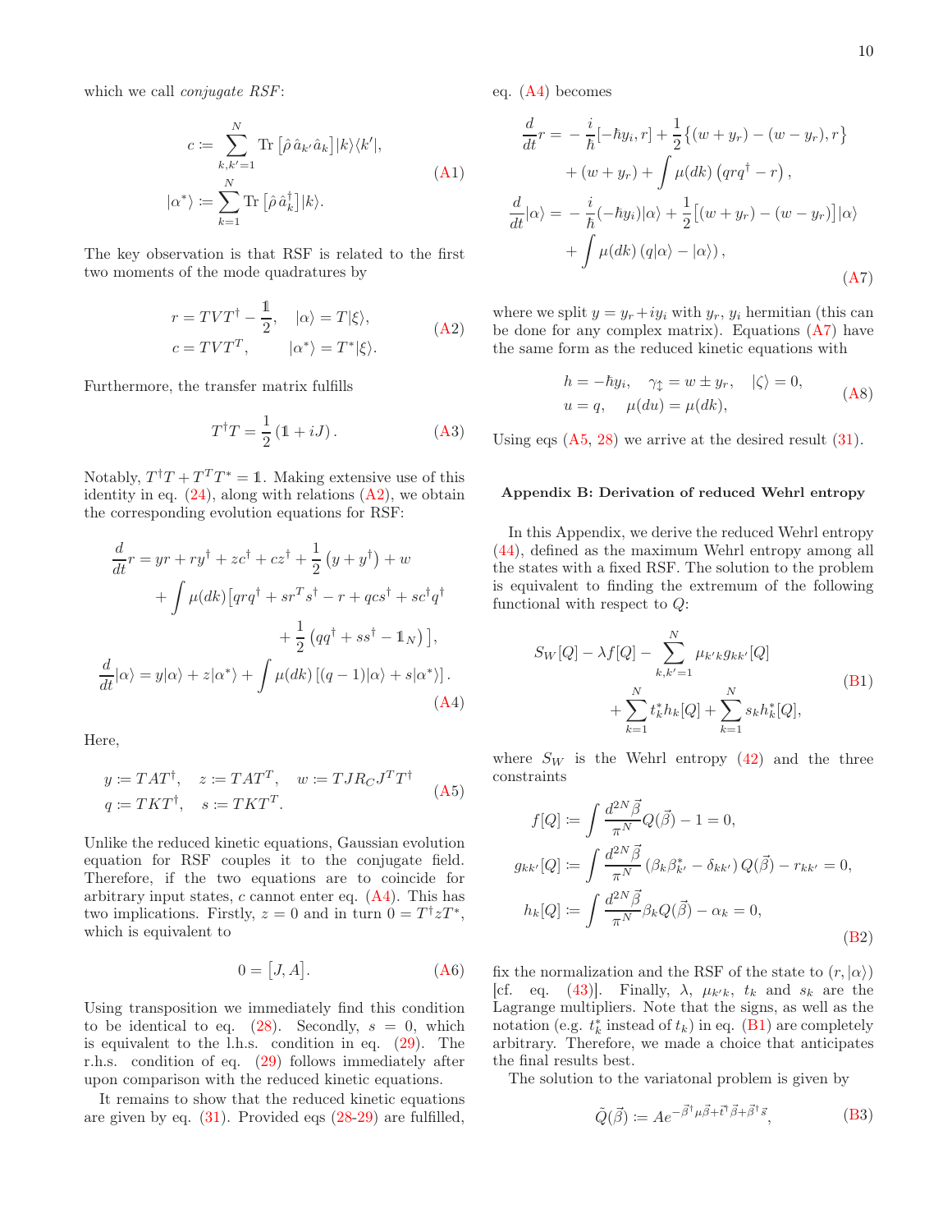which we call *conjugate RSF*:

$$
\begin{aligned}
c &:= \sum_{k,k'=1}^{N} \mathrm{Tr}\left[\hat\rho\, \hat a_{k'} \hat a_k\right] |k\rangle\langle k'|, \\
|\alpha^*\rangle &:= \sum_{k=1}^{N} \mathrm{Tr}\left[\hat\rho\, \hat a_k^\dagger\right] |k\rangle.
\end{aligned}
\tag{A1}
$$

The key observation is that RSF is related to the first two moments of the mode quadratures by

$$
\begin{aligned}
r &= TVT^\dagger - \frac{\mathbb{1}}{2}, \quad |\alpha\rangle = T|\xi\rangle, \\
c &= TVT^T, \qquad\quad |\alpha^*\rangle = T^*|\xi\rangle.
\end{aligned}
\tag{A2}
$$

Furthermore, the transfer matrix fulfills

$$
T^\dagger T = \frac{1}{2}\left(\mathbb{1} + iJ\right). \tag{A3}
$$

Notably, $T^\dagger T + T^T T^* = \mathbb{1}$. Making extensive use of this identity in eq. (24), along with relations (A2), we obtain the corresponding evolution equations for RSF:

$$
\begin{aligned}
\frac{d}{dt} r &= yr + ry^\dagger + zc^\dagger + cz^\dagger + \frac{1}{2}\left(y + y^\dagger\right) + w \\
&\quad + \int \mu(dk)\big[qrq^\dagger + sr^T s^\dagger - r + qcs^\dagger + sc^\dagger q^\dagger \\
&\qquad\qquad + \frac{1}{2}\left(qq^\dagger + ss^\dagger - \mathbb{1}_N\right)\big], \\
\frac{d}{dt}|\alpha\rangle &= y|\alpha\rangle + z|\alpha^*\rangle + \int \mu(dk)\left[(q-1)|\alpha\rangle + s|\alpha^*\rangle\right].
\end{aligned}
\tag{A4}
$$

Here,

$$
\begin{aligned}
y &:= TAT^\dagger, \quad z := TAT^T, \quad w := TJR_C J^T T^\dagger \\
q &:= TKT^\dagger, \quad s := TKT^T.
\end{aligned}
\tag{A5}
$$

Unlike the reduced kinetic equations, Gaussian evolution equation for RSF couples it to the conjugate field. Therefore, if the two equations are to coincide for arbitrary input states, $c$ cannot enter eq. (A4). This has two implications. Firstly, $z = 0$ and in turn $0 = T^\dagger z T^*$, which is equivalent to

$$
0 = \left[J, A\right]. \tag{A6}
$$

Using transposition we immediately find this condition to be identical to eq. (28). Secondly, $s = 0$, which is equivalent to the l.h.s. condition in eq. (29). The r.h.s. condition of eq. (29) follows immediately after upon comparison with the reduced kinetic equations.

It remains to show that the reduced kinetic equations are given by eq. (31). Provided eqs (28-29) are fulfilled, eq. (A4) becomes

$$
\begin{aligned}
\frac{d}{dt} r &= -\frac{i}{\hbar}[-\hbar y_i, r] + \frac{1}{2}\left\{(w + y_r) - (w - y_r), r\right\} \\
&\quad + (w + y_r) + \int \mu(dk)\left(qrq^\dagger - r\right), \\
\frac{d}{dt}|\alpha\rangle &= -\frac{i}{\hbar}(-\hbar y_i)|\alpha\rangle + \frac{1}{2}\left[(w + y_r) - (w - y_r)\right]|\alpha\rangle \\
&\quad + \int \mu(dk)\left(q|\alpha\rangle - |\alpha\rangle\right),
\end{aligned}
\tag{A7}
$$

where we split $y = y_r + iy_i$ with $y_r$, $y_i$ hermitian (this can be done for any complex matrix). Equations (A7) have the same form as the reduced kinetic equations with

$$
\begin{aligned}
h &= -\hbar y_i, \quad \gamma_\updownarrow = w \pm y_r, \quad |\zeta\rangle = 0, \\
u &= q, \quad \mu(du) = \mu(dk),
\end{aligned}
\tag{A8}
$$

Using eqs (A5, 28) we arrive at the desired result (31).

## Appendix B: Derivation of reduced Wehrl entropy

In this Appendix, we derive the reduced Wehrl entropy (44), defined as the maximum Wehrl entropy among all the states with a fixed RSF. The solution to the problem is equivalent to finding the extremum of the following functional with respect to $Q$:

$$
\begin{aligned}
S_W[Q] - \lambda f[Q] &- \sum_{k,k'=1}^{N} \mu_{k'k}\, g_{kk'}[Q] \\
&+ \sum_{k=1}^{N} t_k^* h_k[Q] + \sum_{k=1}^{N} s_k h_k^*[Q],
\end{aligned}
\tag{B1}
$$

where $S_W$ is the Wehrl entropy (42) and the three constraints

$$
\begin{aligned}
f[Q] &:= \int \frac{d^{2N}\vec\beta}{\pi^N} Q(\vec\beta) - 1 = 0, \\
g_{kk'}[Q] &:= \int \frac{d^{2N}\vec\beta}{\pi^N}\left(\beta_k\beta_{k'}^* - \delta_{kk'}\right) Q(\vec\beta) - r_{kk'} = 0, \\
h_k[Q] &:= \int \frac{d^{2N}\vec\beta}{\pi^N} \beta_k Q(\vec\beta) - \alpha_k = 0,
\end{aligned}
\tag{B2}
$$

fix the normalization and the RSF of the state to $(r, |\alpha\rangle)$ [cf. eq. (43)]. Finally, $\lambda$, $\mu_{k'k}$, $t_k$ and $s_k$ are the Lagrange multipliers. Note that the signs, as well as the notation (e.g. $t_k^*$ instead of $t_k$) in eq. (B1) are completely arbitrary. Therefore, we made a choice that anticipates the final results best.

The solution to the variatonal problem is given by

$$
\tilde Q(\vec\beta) := A e^{-\vec\beta^\dagger \mu \vec\beta + \vec t^\dagger \vec\beta + \vec\beta^\dagger \vec s}, \tag{B3}
$$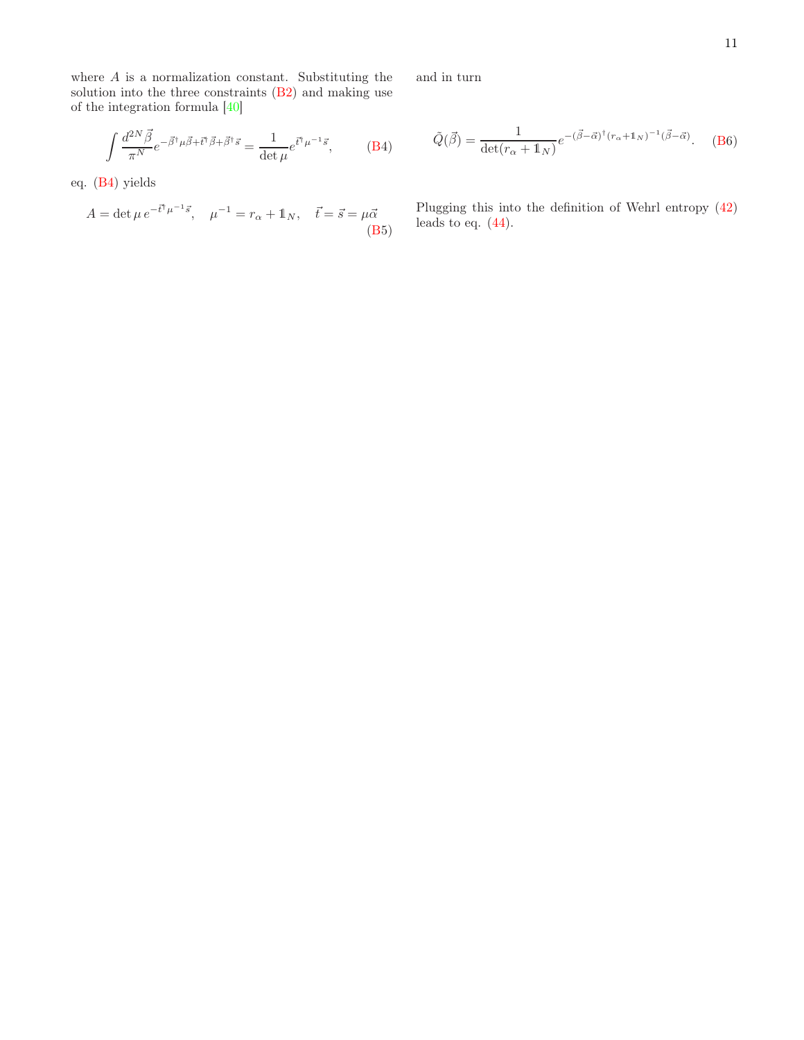where $A$ is a normalization constant. Substituting the solution into the three constraints (B2) and making use of the integration formula [40]

$$\int \frac{d^{2N}\vec{\beta}}{\pi^N} e^{-\vec{\beta}^\dagger \mu \vec{\beta} + \vec{t}^\dagger \vec{\beta} + \vec{\beta}^\dagger \vec{s}} = \frac{1}{\det \mu} e^{\vec{t}^\dagger \mu^{-1} \vec{s}}, \tag{B4}$$

eq. (B4) yields

$$A = \det \mu \, e^{-\vec{t}^\dagger \mu^{-1} \vec{s}}, \quad \mu^{-1} = r_\alpha + \mathbb{1}_N, \quad \vec{t} = \vec{s} = \mu \vec{\alpha} \tag{B5}$$

and in turn

$$\tilde{Q}(\vec{\beta}) = \frac{1}{\det(r_\alpha + \mathbb{1}_N)} e^{-(\vec{\beta}-\vec{\alpha})^\dagger (r_\alpha + \mathbb{1}_N)^{-1} (\vec{\beta}-\vec{\alpha})}. \tag{B6}$$

Plugging this into the definition of Wehrl entropy (42) leads to eq. (44).